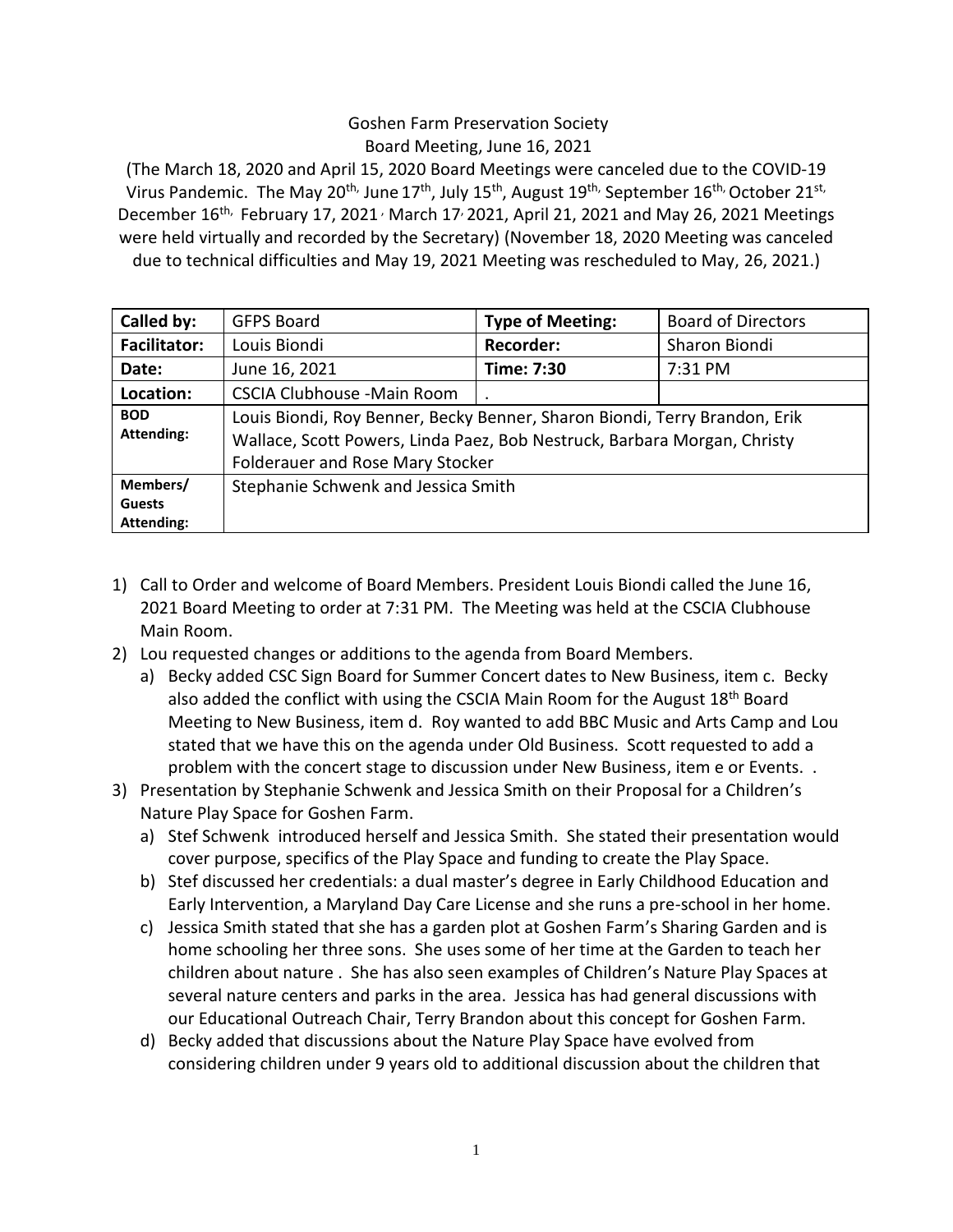Goshen Farm Preservation Society

Board Meeting, June 16, 2021

(The March 18, 2020 and April 15, 2020 Board Meetings were canceled due to the COVID-19 Virus Pandemic. The May 20th, June 17th, July 15th, August 19th, September 16th, October 21st, December 16th, February 17, 2021, March 17, 2021, April 21, 2021 and May 26, 2021 Meetings were held virtually and recorded by the Secretary) (November 18, 2020 Meeting was canceled due to technical difficulties and May 19, 2021 Meeting was rescheduled to May, 26, 2021.)

| **Called by:** | GFPS Board | **Type of Meeting:** | Board of Directors |
|---|---|---|---|
| **Facilitator:** | Louis Biondi | **Recorder:** | Sharon Biondi |
| **Date:** | June 16, 2021 | **Time: 7:30** | 7:31 PM |
| **Location:** | CSCIA Clubhouse -Main Room | . | |
| **BOD Attending:** | Louis Biondi, Roy Benner, Becky Benner, Sharon Biondi, Terry Brandon, Erik Wallace, Scott Powers, Linda Paez, Bob Nestruck, Barbara Morgan, Christy Folderauer and Rose Mary Stocker | | |
| **Members/ Guests Attending:** | Stephanie Schwenk and Jessica Smith | | |

1) Call to Order and welcome of Board Members. President Louis Biondi called the June 16, 2021 Board Meeting to order at 7:31 PM. The Meeting was held at the CSCIA Clubhouse Main Room.
2) Lou requested changes or additions to the agenda from Board Members.
   a) Becky added CSC Sign Board for Summer Concert dates to New Business, item c. Becky also added the conflict with using the CSCIA Main Room for the August 18th Board Meeting to New Business, item d. Roy wanted to add BBC Music and Arts Camp and Lou stated that we have this on the agenda under Old Business. Scott requested to add a problem with the concert stage to discussion under New Business, item e or Events. .
3) Presentation by Stephanie Schwenk and Jessica Smith on their Proposal for a Children's Nature Play Space for Goshen Farm.
   a) Stef Schwenk introduced herself and Jessica Smith. She stated their presentation would cover purpose, specifics of the Play Space and funding to create the Play Space.
   b) Stef discussed her credentials: a dual master's degree in Early Childhood Education and Early Intervention, a Maryland Day Care License and she runs a pre-school in her home.
   c) Jessica Smith stated that she has a garden plot at Goshen Farm's Sharing Garden and is home schooling her three sons. She uses some of her time at the Garden to teach her children about nature . She has also seen examples of Children's Nature Play Spaces at several nature centers and parks in the area. Jessica has had general discussions with our Educational Outreach Chair, Terry Brandon about this concept for Goshen Farm.
   d) Becky added that discussions about the Nature Play Space have evolved from considering children under 9 years old to additional discussion about the children that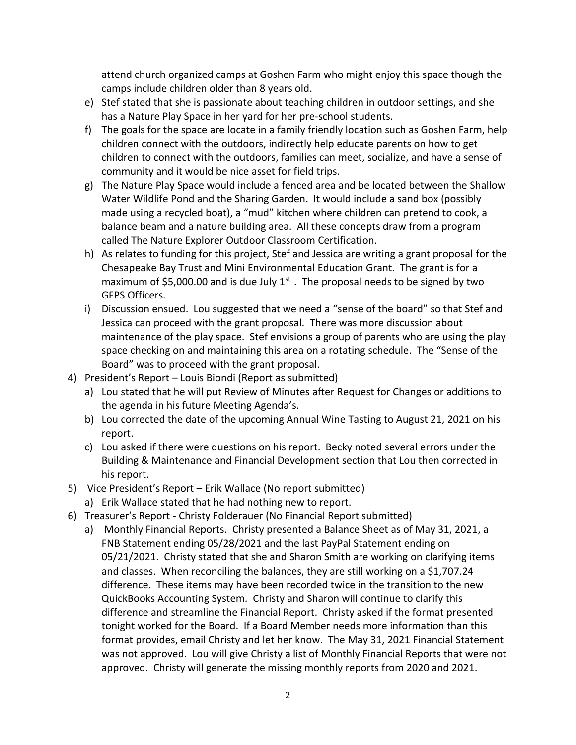attend church organized camps at Goshen Farm who might enjoy this space though the camps include children older than 8 years old.

e) Stef stated that she is passionate about teaching children in outdoor settings, and she has a Nature Play Space in her yard for her pre-school students.

f) The goals for the space are locate in a family friendly location such as Goshen Farm, help children connect with the outdoors, indirectly help educate parents on how to get children to connect with the outdoors, families can meet, socialize, and have a sense of community and it would be nice asset for field trips.

g) The Nature Play Space would include a fenced area and be located between the Shallow Water Wildlife Pond and the Sharing Garden. It would include a sand box (possibly made using a recycled boat), a "mud" kitchen where children can pretend to cook, a balance beam and a nature building area. All these concepts draw from a program called The Nature Explorer Outdoor Classroom Certification.

h) As relates to funding for this project, Stef and Jessica are writing a grant proposal for the Chesapeake Bay Trust and Mini Environmental Education Grant. The grant is for a maximum of $5,000.00 and is due July 1st. The proposal needs to be signed by two GFPS Officers.

i) Discussion ensued. Lou suggested that we need a "sense of the board" so that Stef and Jessica can proceed with the grant proposal. There was more discussion about maintenance of the play space. Stef envisions a group of parents who are using the play space checking on and maintaining this area on a rotating schedule. The "Sense of the Board" was to proceed with the grant proposal.

4) President's Report – Louis Biondi (Report as submitted)
   a) Lou stated that he will put Review of Minutes after Request for Changes or additions to the agenda in his future Meeting Agenda's.
   b) Lou corrected the date of the upcoming Annual Wine Tasting to August 21, 2021 on his report.
   c) Lou asked if there were questions on his report. Becky noted several errors under the Building & Maintenance and Financial Development section that Lou then corrected in his report.

5) Vice President's Report – Erik Wallace (No report submitted)
   a) Erik Wallace stated that he had nothing new to report.

6) Treasurer's Report - Christy Folderauer (No Financial Report submitted)
   a) Monthly Financial Reports. Christy presented a Balance Sheet as of May 31, 2021, a FNB Statement ending 05/28/2021 and the last PayPal Statement ending on 05/21/2021. Christy stated that she and Sharon Smith are working on clarifying items and classes. When reconciling the balances, they are still working on a $1,707.24 difference. These items may have been recorded twice in the transition to the new QuickBooks Accounting System. Christy and Sharon will continue to clarify this difference and streamline the Financial Report. Christy asked if the format presented tonight worked for the Board. If a Board Member needs more information than this format provides, email Christy and let her know. The May 31, 2021 Financial Statement was not approved. Lou will give Christy a list of Monthly Financial Reports that were not approved. Christy will generate the missing monthly reports from 2020 and 2021.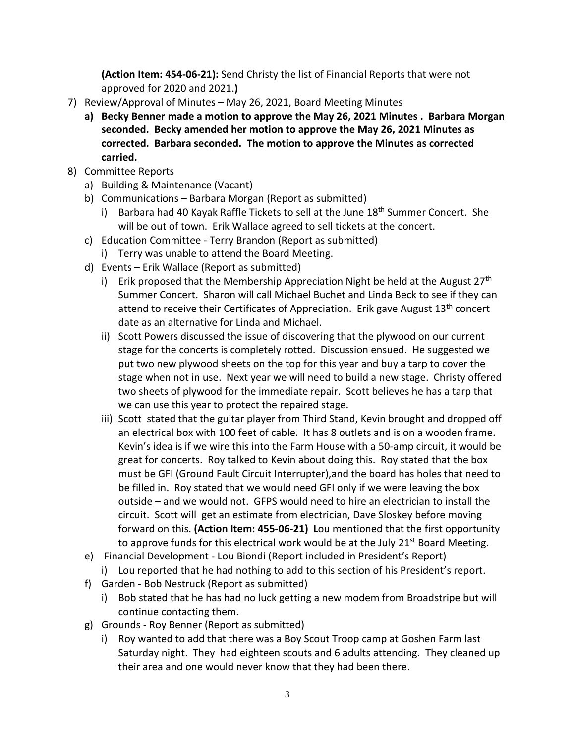**(Action Item: 454-06-21):** Send Christy the list of Financial Reports that were not approved for 2020 and 2021.**)**

7) Review/Approval of Minutes – May 26, 2021, Board Meeting Minutes
   a) **Becky Benner made a motion to approve the May 26, 2021 Minutes . Barbara Morgan seconded. Becky amended her motion to approve the May 26, 2021 Minutes as corrected. Barbara seconded. The motion to approve the Minutes as corrected carried.**
8) Committee Reports
   a) Building & Maintenance (Vacant)
   b) Communications – Barbara Morgan (Report as submitted)
      i) Barbara had 40 Kayak Raffle Tickets to sell at the June 18th Summer Concert. She will be out of town. Erik Wallace agreed to sell tickets at the concert.
   c) Education Committee - Terry Brandon (Report as submitted)
      i) Terry was unable to attend the Board Meeting.
   d) Events – Erik Wallace (Report as submitted)
      i) Erik proposed that the Membership Appreciation Night be held at the August 27th Summer Concert. Sharon will call Michael Buchet and Linda Beck to see if they can attend to receive their Certificates of Appreciation. Erik gave August 13th concert date as an alternative for Linda and Michael.
      ii) Scott Powers discussed the issue of discovering that the plywood on our current stage for the concerts is completely rotted. Discussion ensued. He suggested we put two new plywood sheets on the top for this year and buy a tarp to cover the stage when not in use. Next year we will need to build a new stage. Christy offered two sheets of plywood for the immediate repair. Scott believes he has a tarp that we can use this year to protect the repaired stage.
      iii) Scott stated that the guitar player from Third Stand, Kevin brought and dropped off an electrical box with 100 feet of cable. It has 8 outlets and is on a wooden frame. Kevin's idea is if we wire this into the Farm House with a 50-amp circuit, it would be great for concerts. Roy talked to Kevin about doing this. Roy stated that the box must be GFI (Ground Fault Circuit Interrupter),and the board has holes that need to be filled in. Roy stated that we would need GFI only if we were leaving the box outside – and we would not. GFPS would need to hire an electrician to install the circuit. Scott will get an estimate from electrician, Dave Sloskey before moving forward on this. **(Action Item: 455-06-21) L**ou mentioned that the first opportunity to approve funds for this electrical work would be at the July 21st Board Meeting.
   e) Financial Development - Lou Biondi (Report included in President's Report)
      i) Lou reported that he had nothing to add to this section of his President's report.
   f) Garden - Bob Nestruck (Report as submitted)
      i) Bob stated that he has had no luck getting a new modem from Broadstripe but will continue contacting them.
   g) Grounds - Roy Benner (Report as submitted)
      i) Roy wanted to add that there was a Boy Scout Troop camp at Goshen Farm last Saturday night. They had eighteen scouts and 6 adults attending. They cleaned up their area and one would never know that they had been there.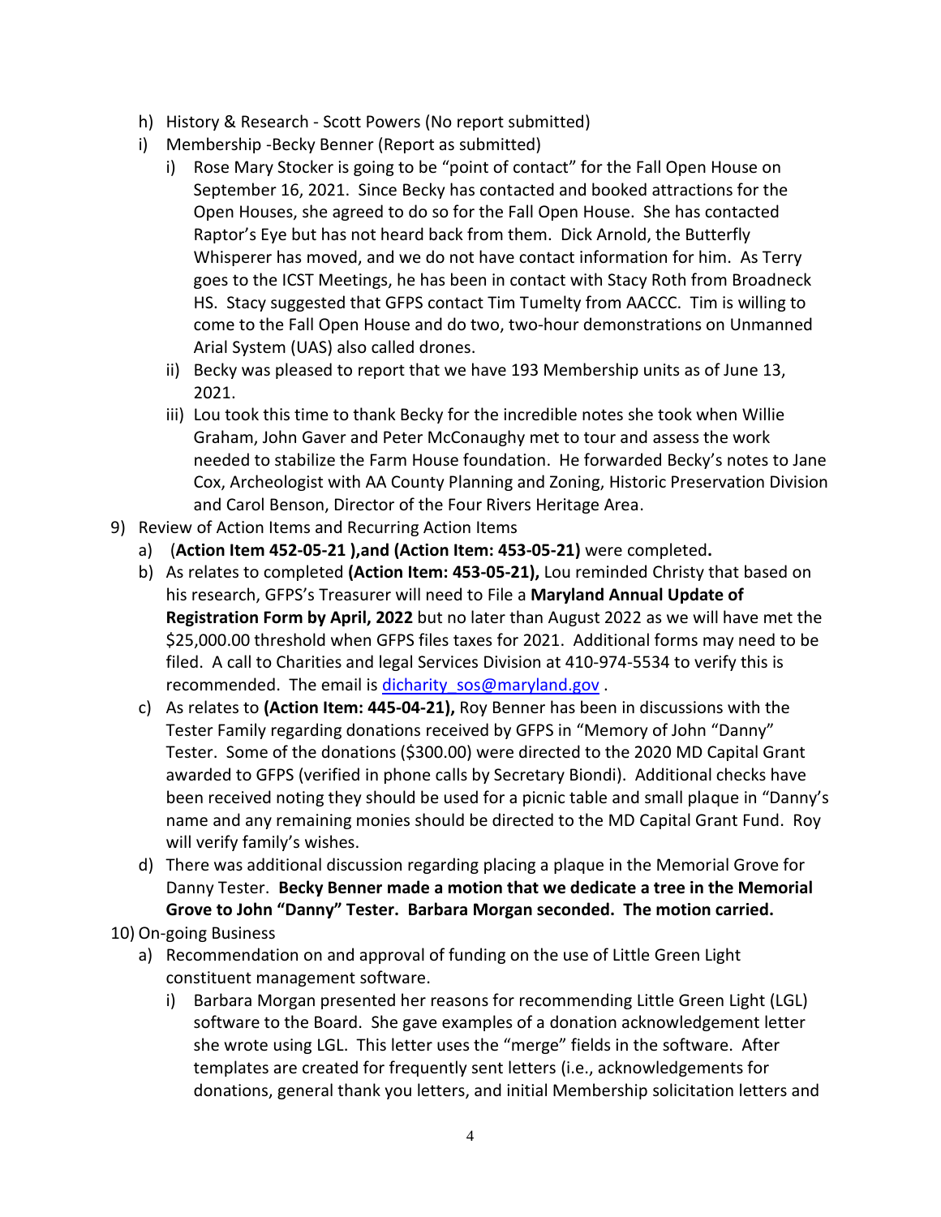h) History & Research - Scott Powers (No report submitted)

i) Membership -Becky Benner (Report as submitted)

   i) Rose Mary Stocker is going to be "point of contact" for the Fall Open House on September 16, 2021. Since Becky has contacted and booked attractions for the Open Houses, she agreed to do so for the Fall Open House. She has contacted Raptor's Eye but has not heard back from them. Dick Arnold, the Butterfly Whisperer has moved, and we do not have contact information for him. As Terry goes to the ICST Meetings, he has been in contact with Stacy Roth from Broadneck HS. Stacy suggested that GFPS contact Tim Tumelty from AACCC. Tim is willing to come to the Fall Open House and do two, two-hour demonstrations on Unmanned Arial System (UAS) also called drones.

   ii) Becky was pleased to report that we have 193 Membership units as of June 13, 2021.

   iii) Lou took this time to thank Becky for the incredible notes she took when Willie Graham, John Gaver and Peter McConaughy met to tour and assess the work needed to stabilize the Farm House foundation. He forwarded Becky's notes to Jane Cox, Archeologist with AA County Planning and Zoning, Historic Preservation Division and Carol Benson, Director of the Four Rivers Heritage Area.

9) Review of Action Items and Recurring Action Items

   a) (**Action Item 452-05-21 ),and (Action Item: 453-05-21)** were completed**.**

   b) As relates to completed **(Action Item: 453-05-21),** Lou reminded Christy that based on his research, GFPS's Treasurer will need to File a **Maryland Annual Update of Registration Form by April, 2022** but no later than August 2022 as we will have met the $25,000.00 threshold when GFPS files taxes for 2021. Additional forms may need to be filed. A call to Charities and legal Services Division at 410-974-5534 to verify this is recommended. The email is dicharity_sos@maryland.gov .

   c) As relates to **(Action Item: 445-04-21),** Roy Benner has been in discussions with the Tester Family regarding donations received by GFPS in "Memory of John "Danny" Tester. Some of the donations ($300.00) were directed to the 2020 MD Capital Grant awarded to GFPS (verified in phone calls by Secretary Biondi). Additional checks have been received noting they should be used for a picnic table and small plaque in "Danny's name and any remaining monies should be directed to the MD Capital Grant Fund. Roy will verify family's wishes.

   d) There was additional discussion regarding placing a plaque in the Memorial Grove for Danny Tester. **Becky Benner made a motion that we dedicate a tree in the Memorial Grove to John "Danny" Tester. Barbara Morgan seconded. The motion carried.**

10) On-going Business

   a) Recommendation on and approval of funding on the use of Little Green Light constituent management software.

      i) Barbara Morgan presented her reasons for recommending Little Green Light (LGL) software to the Board. She gave examples of a donation acknowledgement letter she wrote using LGL. This letter uses the "merge" fields in the software. After templates are created for frequently sent letters (i.e., acknowledgements for donations, general thank you letters, and initial Membership solicitation letters and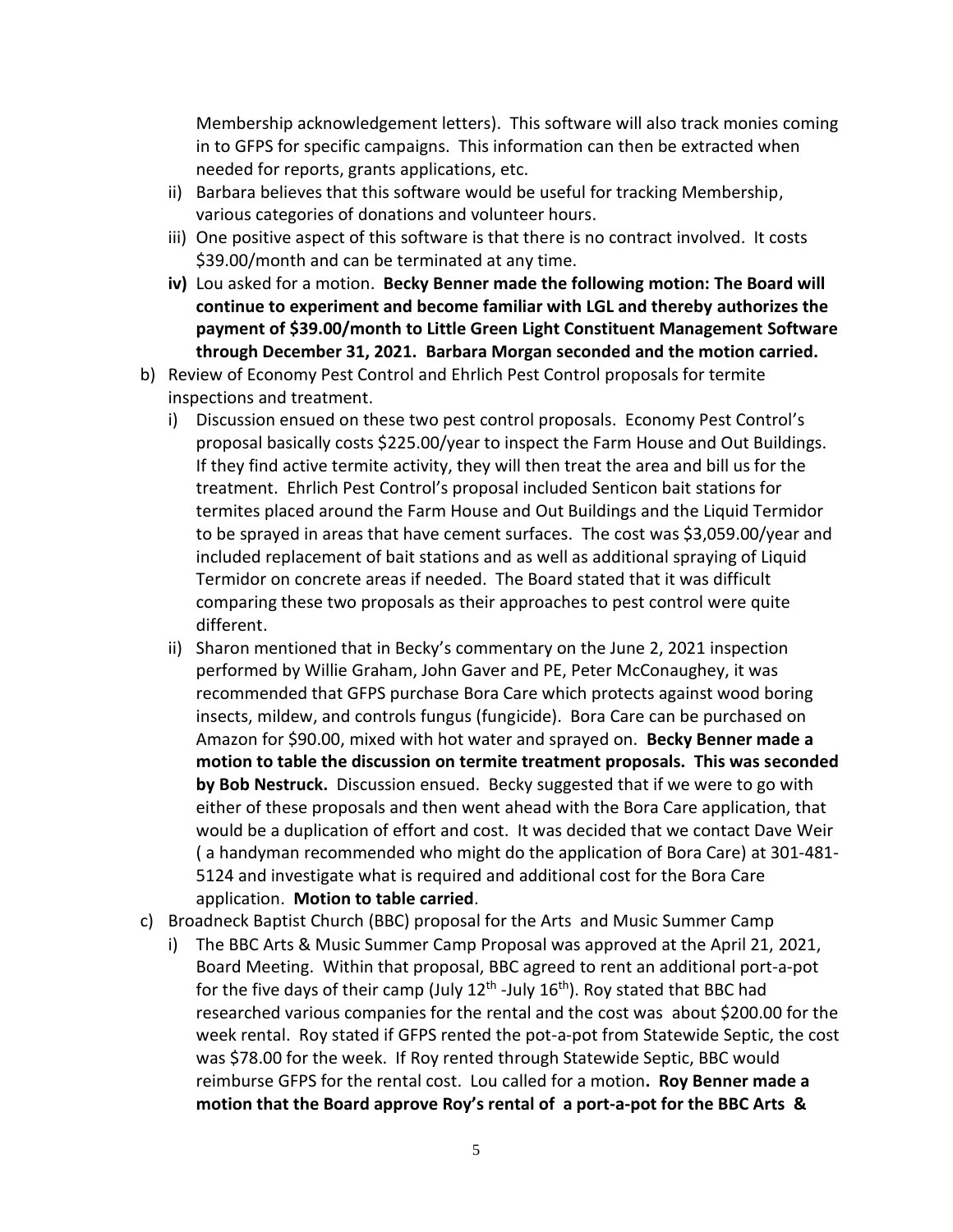Membership acknowledgement letters). This software will also track monies coming in to GFPS for specific campaigns. This information can then be extracted when needed for reports, grants applications, etc.

ii) Barbara believes that this software would be useful for tracking Membership, various categories of donations and volunteer hours.

iii) One positive aspect of this software is that there is no contract involved. It costs $39.00/month and can be terminated at any time.

**iv)** Lou asked for a motion. **Becky Benner made the following motion: The Board will continue to experiment and become familiar with LGL and thereby authorizes the payment of $39.00/month to Little Green Light Constituent Management Software through December 31, 2021. Barbara Morgan seconded and the motion carried.**

b) Review of Economy Pest Control and Ehrlich Pest Control proposals for termite inspections and treatment.

i) Discussion ensued on these two pest control proposals. Economy Pest Control's proposal basically costs $225.00/year to inspect the Farm House and Out Buildings. If they find active termite activity, they will then treat the area and bill us for the treatment. Ehrlich Pest Control's proposal included Senticon bait stations for termites placed around the Farm House and Out Buildings and the Liquid Termidor to be sprayed in areas that have cement surfaces. The cost was $3,059.00/year and included replacement of bait stations and as well as additional spraying of Liquid Termidor on concrete areas if needed. The Board stated that it was difficult comparing these two proposals as their approaches to pest control were quite different.

ii) Sharon mentioned that in Becky's commentary on the June 2, 2021 inspection performed by Willie Graham, John Gaver and PE, Peter McConaughey, it was recommended that GFPS purchase Bora Care which protects against wood boring insects, mildew, and controls fungus (fungicide). Bora Care can be purchased on Amazon for $90.00, mixed with hot water and sprayed on. **Becky Benner made a motion to table the discussion on termite treatment proposals. This was seconded by Bob Nestruck.** Discussion ensued. Becky suggested that if we were to go with either of these proposals and then went ahead with the Bora Care application, that would be a duplication of effort and cost. It was decided that we contact Dave Weir ( a handyman recommended who might do the application of Bora Care) at 301-481-5124 and investigate what is required and additional cost for the Bora Care application. **Motion to table carried**.

c) Broadneck Baptist Church (BBC) proposal for the Arts and Music Summer Camp

i) The BBC Arts & Music Summer Camp Proposal was approved at the April 21, 2021, Board Meeting. Within that proposal, BBC agreed to rent an additional port-a-pot for the five days of their camp (July 12th -July 16th). Roy stated that BBC had researched various companies for the rental and the cost was about $200.00 for the week rental. Roy stated if GFPS rented the pot-a-pot from Statewide Septic, the cost was $78.00 for the week. If Roy rented through Statewide Septic, BBC would reimburse GFPS for the rental cost. Lou called for a motion**. Roy Benner made a motion that the Board approve Roy's rental of a port-a-pot for the BBC Arts &**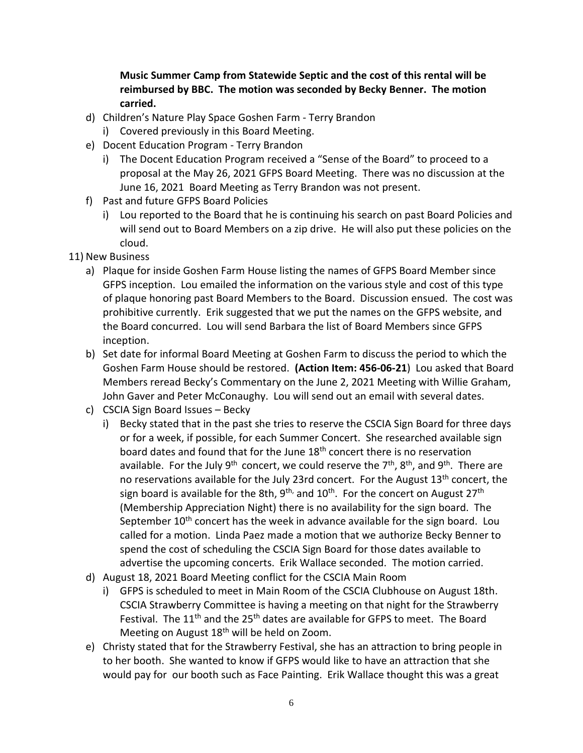**Music Summer Camp from Statewide Septic and the cost of this rental will be reimbursed by BBC. The motion was seconded by Becky Benner. The motion carried.**

d) Children's Nature Play Space Goshen Farm - Terry Brandon
   i) Covered previously in this Board Meeting.
e) Docent Education Program - Terry Brandon
   i) The Docent Education Program received a "Sense of the Board" to proceed to a proposal at the May 26, 2021 GFPS Board Meeting. There was no discussion at the June 16, 2021 Board Meeting as Terry Brandon was not present.
f) Past and future GFPS Board Policies
   i) Lou reported to the Board that he is continuing his search on past Board Policies and will send out to Board Members on a zip drive. He will also put these policies on the cloud.

11) New Business
   a) Plaque for inside Goshen Farm House listing the names of GFPS Board Member since GFPS inception. Lou emailed the information on the various style and cost of this type of plaque honoring past Board Members to the Board. Discussion ensued. The cost was prohibitive currently. Erik suggested that we put the names on the GFPS website, and the Board concurred. Lou will send Barbara the list of Board Members since GFPS inception.
   b) Set date for informal Board Meeting at Goshen Farm to discuss the period to which the Goshen Farm House should be restored. **(Action Item: 456-06-21**) Lou asked that Board Members reread Becky's Commentary on the June 2, 2021 Meeting with Willie Graham, John Gaver and Peter McConaughy. Lou will send out an email with several dates.
   c) CSCIA Sign Board Issues – Becky
      i) Becky stated that in the past she tries to reserve the CSCIA Sign Board for three days or for a week, if possible, for each Summer Concert. She researched available sign board dates and found that for the June 18th concert there is no reservation available. For the July 9th concert, we could reserve the 7th, 8th, and 9th. There are no reservations available for the July 23rd concert. For the August 13th concert, the sign board is available for the 8th, 9th, and 10th. For the concert on August 27th (Membership Appreciation Night) there is no availability for the sign board. The September 10th concert has the week in advance available for the sign board. Lou called for a motion. Linda Paez made a motion that we authorize Becky Benner to spend the cost of scheduling the CSCIA Sign Board for those dates available to advertise the upcoming concerts. Erik Wallace seconded. The motion carried.
   d) August 18, 2021 Board Meeting conflict for the CSCIA Main Room
      i) GFPS is scheduled to meet in Main Room of the CSCIA Clubhouse on August 18th. CSCIA Strawberry Committee is having a meeting on that night for the Strawberry Festival. The 11th and the 25th dates are available for GFPS to meet. The Board Meeting on August 18th will be held on Zoom.
   e) Christy stated that for the Strawberry Festival, she has an attraction to bring people in to her booth. She wanted to know if GFPS would like to have an attraction that she would pay for our booth such as Face Painting. Erik Wallace thought this was a great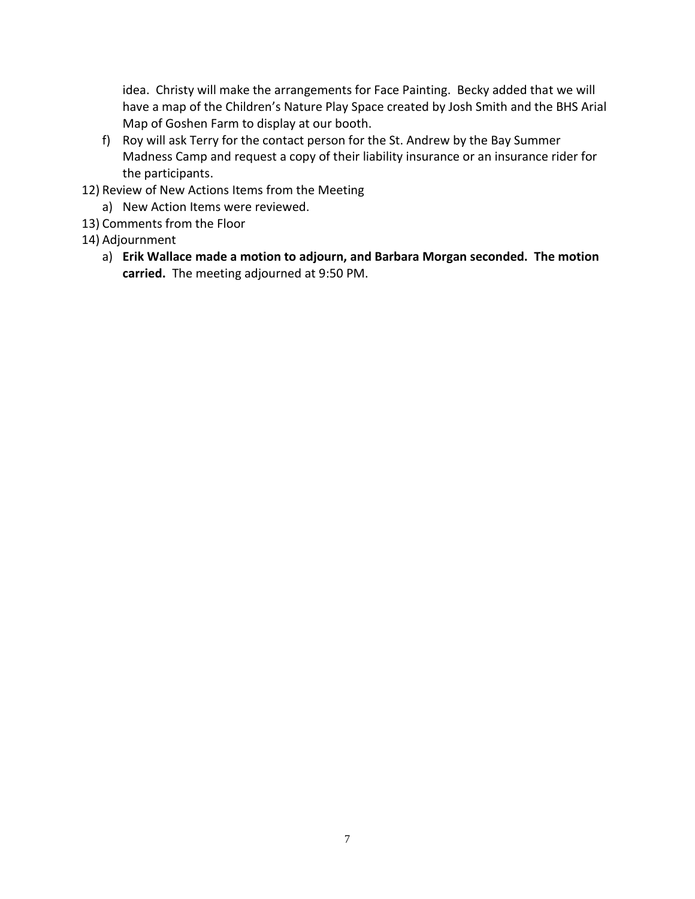idea. Christy will make the arrangements for Face Painting. Becky added that we will have a map of the Children's Nature Play Space created by Josh Smith and the BHS Arial Map of Goshen Farm to display at our booth.

   f) Roy will ask Terry for the contact person for the St. Andrew by the Bay Summer Madness Camp and request a copy of their liability insurance or an insurance rider for the participants.

12) Review of New Actions Items from the Meeting
   a) New Action Items were reviewed.
13) Comments from the Floor
14) Adjournment
   a) **Erik Wallace made a motion to adjourn, and Barbara Morgan seconded. The motion carried.** The meeting adjourned at 9:50 PM.